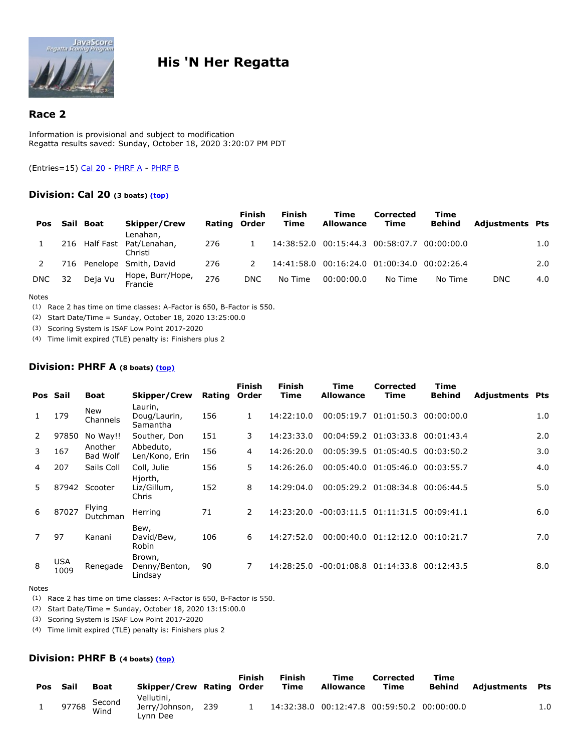# His 'N Her Regatta

## Race 2

Information is provisional and subject to modification
Regatta results saved: Sunday, October 18, 2020 3:20:07 PM PDT

(Entries=15) Cal 20 - PHRF A - PHRF B

### Division: Cal 20 (3 boats) (top)

| Pos | Sail | Boat | Skipper/Crew | Rating | Finish Order | Finish Time | Time Allowance | Corrected Time | Time Behind | Adjustments | Pts |
|---|---|---|---|---|---|---|---|---|---|---|---|
| 1 | 216 | Half Fast | Lenahan, Pat/Lenahan, Christi | 276 | 1 | 14:38:52.0 | 00:15:44.3 | 00:58:07.7 | 00:00:00.0 | | 1.0 |
| 2 | 716 | Penelope | Smith, David | 276 | 2 | 14:41:58.0 | 00:16:24.0 | 01:00:34.0 | 00:02:26.4 | | 2.0 |
| DNC | 32 | Deja Vu | Hope, Burr/Hope, Francie | 276 | DNC | No Time | 00:00:00.0 | No Time | No Time | DNC | 4.0 |

Notes
(1) Race 2 has time on time classes: A-Factor is 650, B-Factor is 550.
(2) Start Date/Time = Sunday, October 18, 2020 13:25:00.0
(3) Scoring System is ISAF Low Point 2017-2020
(4) Time limit expired (TLE) penalty is: Finishers plus 2

### Division: PHRF A (8 boats) (top)

| Pos | Sail | Boat | Skipper/Crew | Rating | Finish Order | Finish Time | Time Allowance | Corrected Time | Time Behind | Adjustments | Pts |
|---|---|---|---|---|---|---|---|---|---|---|---|
| 1 | 179 | New Channels | Laurin, Doug/Laurin, Samantha | 156 | 1 | 14:22:10.0 | 00:05:19.7 | 01:01:50.3 | 00:00:00.0 | | 1.0 |
| 2 | 97850 | No Way!! | Souther, Don | 151 | 3 | 14:23:33.0 | 00:04:59.2 | 01:03:33.8 | 00:01:43.4 | | 2.0 |
| 3 | 167 | Another Bad Wolf | Abbeduto, Len/Kono, Erin | 156 | 4 | 14:26:20.0 | 00:05:39.5 | 01:05:40.5 | 00:03:50.2 | | 3.0 |
| 4 | 207 | Sails Coll | Coll, Julie | 156 | 5 | 14:26:26.0 | 00:05:40.0 | 01:05:46.0 | 00:03:55.7 | | 4.0 |
| 5 | 87942 | Scooter | Hjorth, Liz/Gillum, Chris | 152 | 8 | 14:29:04.0 | 00:05:29.2 | 01:08:34.8 | 00:06:44.5 | | 5.0 |
| 6 | 87027 | Flying Dutchman | Herring | 71 | 2 | 14:23:20.0 | -00:03:11.5 | 01:11:31.5 | 00:09:41.1 | | 6.0 |
| 7 | 97 | Kanani | Bew, David/Bew, Robin | 106 | 6 | 14:27:52.0 | 00:00:40.0 | 01:12:12.0 | 00:10:21.7 | | 7.0 |
| 8 | USA 1009 | Renegade | Brown, Denny/Benton, Lindsay | 90 | 7 | 14:28:25.0 | -00:01:08.8 | 01:14:33.8 | 00:12:43.5 | | 8.0 |

Notes
(1) Race 2 has time on time classes: A-Factor is 650, B-Factor is 550.
(2) Start Date/Time = Sunday, October 18, 2020 13:15:00.0
(3) Scoring System is ISAF Low Point 2017-2020
(4) Time limit expired (TLE) penalty is: Finishers plus 2

### Division: PHRF B (4 boats) (top)

| Pos | Sail | Boat | Skipper/Crew | Rating | Finish Order | Finish Time | Time Allowance | Corrected Time | Time Behind | Adjustments | Pts |
|---|---|---|---|---|---|---|---|---|---|---|---|
| 1 | 97768 | Second Wind | Vellutini, Jerry/Johnson, Lynn Dee | 239 | 1 | 14:32:38.0 | 00:12:47.8 | 00:59:50.2 | 00:00:00.0 | | 1.0 |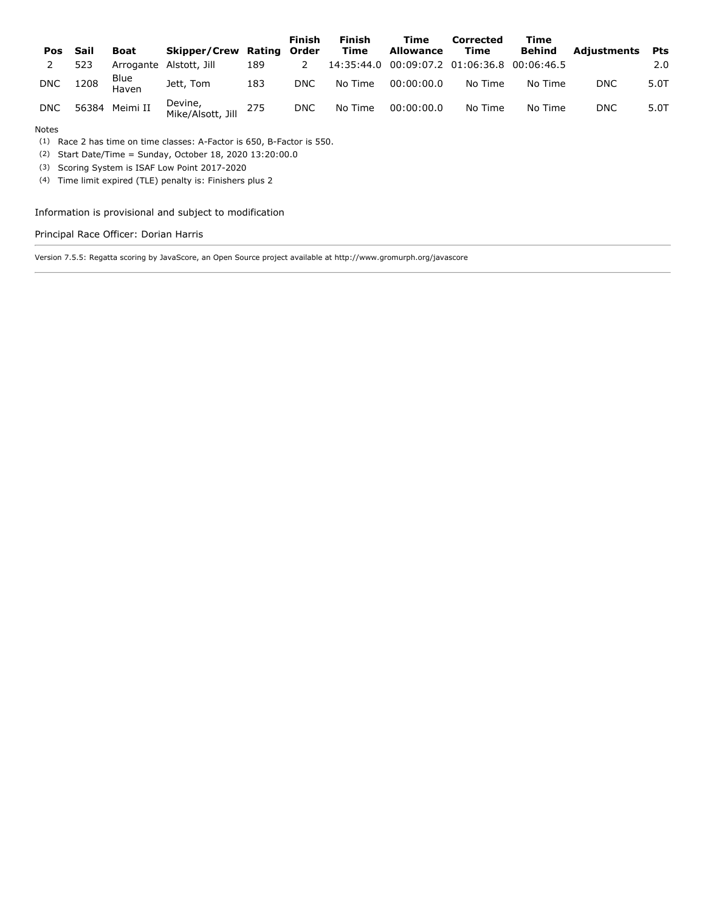| Pos | Sail | Boat | Skipper/Crew | Rating | Finish Order | Finish Time | Time Allowance | Corrected Time | Time Behind | Adjustments | Pts |
|---|---|---|---|---|---|---|---|---|---|---|---|
| 2 | 523 | Arrogante | Alstott, Jill | 189 | 2 | 14:35:44.0 | 00:09:07.2 | 01:06:36.8 | 00:06:46.5 | | 2.0 |
| DNC | 1208 | Blue Haven | Jett, Tom | 183 | DNC | No Time | 00:00:00.0 | No Time | No Time | DNC | 5.0T |
| DNC | 56384 | Meimi II | Devine, Mike/Alsott, Jill | 275 | DNC | No Time | 00:00:00.0 | No Time | No Time | DNC | 5.0T |

Notes

(1) Race 2 has time on time classes: A-Factor is 650, B-Factor is 550.

(2) Start Date/Time = Sunday, October 18, 2020 13:20:00.0

(3) Scoring System is ISAF Low Point 2017-2020

(4) Time limit expired (TLE) penalty is: Finishers plus 2

Information is provisional and subject to modification

Principal Race Officer: Dorian Harris

Version 7.5.5: Regatta scoring by JavaScore, an Open Source project available at http://www.gromurph.org/javascore